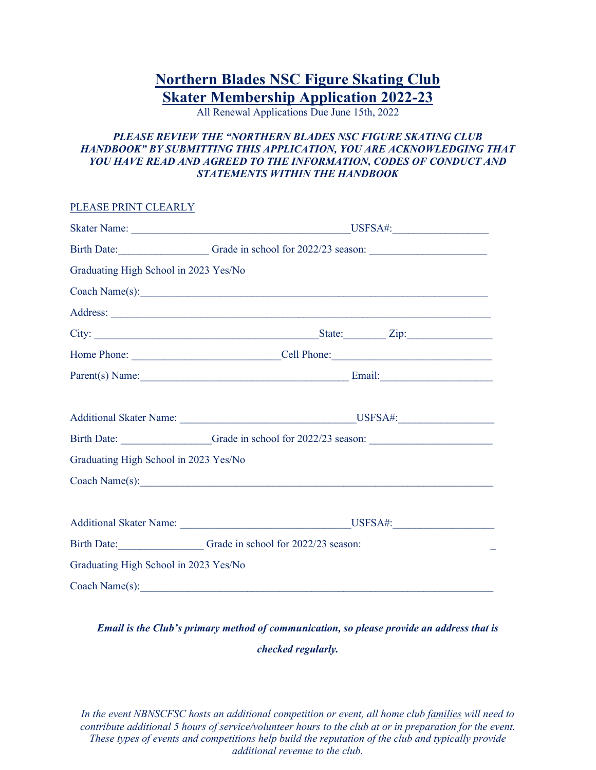# Northern Blades NSC Figure Skating Club
# Skater Membership Application 2022-23

All Renewal Applications Due June 15th, 2022

***PLEASE REVIEW THE "NORTHERN BLADES NSC FIGURE SKATING CLUB HANDBOOK" BY SUBMITTING THIS APPLICATION, YOU ARE ACKNOWLEDGING THAT YOU HAVE READ AND AGREED TO THE INFORMATION, CODES OF CONDUCT AND STATEMENTS WITHIN THE HANDBOOK***

PLEASE PRINT CLEARLY

Skater Name: ________________________________________USFSA#:_________________

Birth Date:________________ Grade in school for 2022/23 season: _____________________

Graduating High School in 2023 Yes/No

Coach Name(s):_________________________________________________________________

Address: ______________________________________________________________________

City: _________________________________________State:________ Zip:_______________

Home Phone: __________________________Cell Phone:_____________________________

Parent(s) Name:______________________________________ Email:____________________

Additional Skater Name: _______________________________USFSA#:_________________

Birth Date: ________________Grade in school for 2022/23 season: ______________________

Graduating High School in 2023 Yes/No

Coach Name(s):_________________________________________________________________

Additional Skater Name: _______________________________USFSA#:__________________

Birth Date:_______________ Grade in school for 2022/23 season: _

Graduating High School in 2023 Yes/No

Coach Name(s):_________________________________________________________________

***Email is the Club's primary method of communication, so please provide an address that is checked regularly.***

*In the event NBNSCFSC hosts an additional competition or event, all home club families will need to contribute additional 5 hours of service/volunteer hours to the club at or in preparation for the event. These types of events and competitions help build the reputation of the club and typically provide additional revenue to the club.*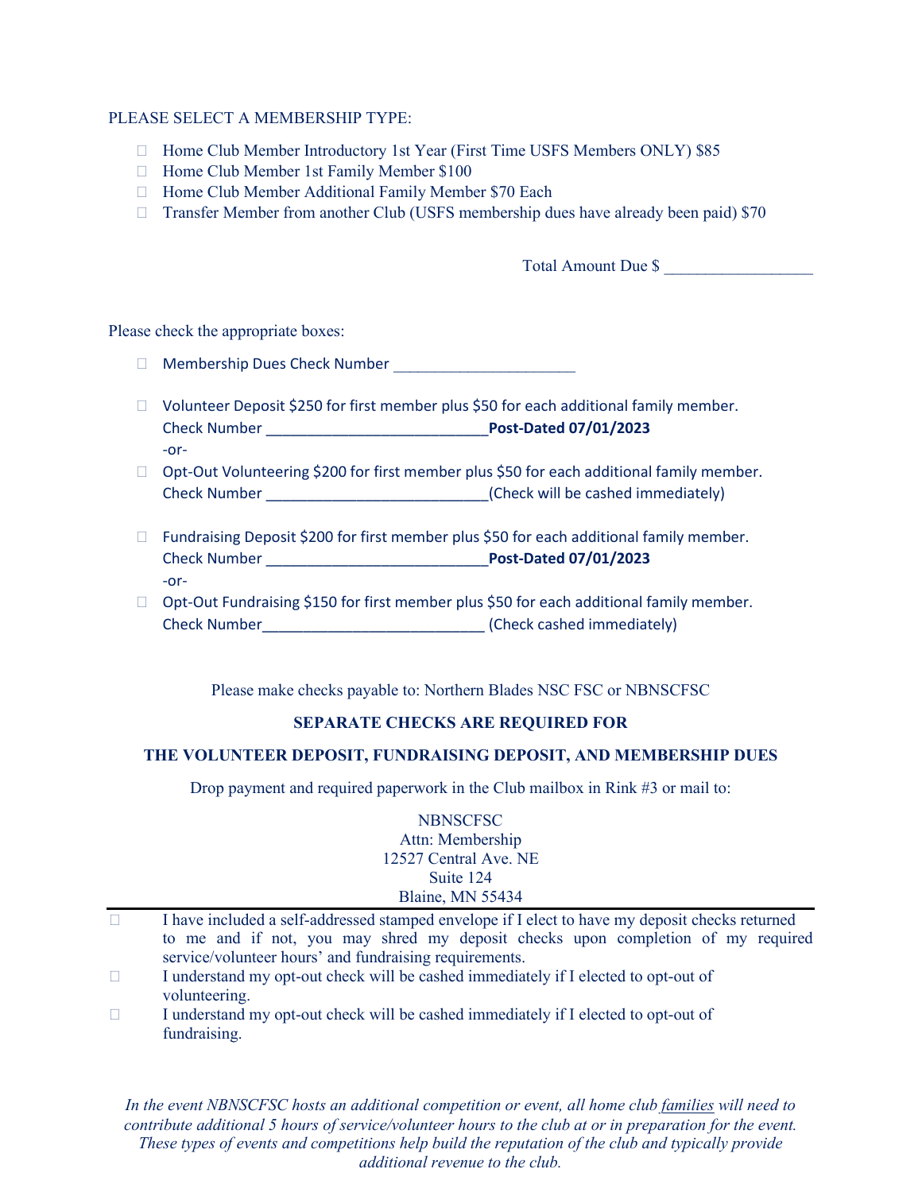PLEASE SELECT A MEMBERSHIP TYPE:

- ☐ Home Club Member Introductory 1st Year (First Time USFS Members ONLY) $85
- ☐ Home Club Member 1st Family Member $100
- ☐ Home Club Member Additional Family Member $70 Each
- ☐ Transfer Member from another Club (USFS membership dues have already been paid) $70

Total Amount Due $ __________________

Please check the appropriate boxes:

- ☐ Membership Dues Check Number ______________________

- ☐ Volunteer Deposit $250 for first member plus $50 for each additional family member.
  Check Number ____________________________**Post-Dated 07/01/2023**
  -or-
- ☐ Opt-Out Volunteering $200 for first member plus $50 for each additional family member.
  Check Number ____________________________(Check will be cashed immediately)

- ☐ Fundraising Deposit $200 for first member plus $50 for each additional family member.
  Check Number ____________________________**Post-Dated 07/01/2023**
  -or-
- ☐ Opt-Out Fundraising $150 for first member plus $50 for each additional family member.
  Check Number____________________________ (Check cashed immediately)

Please make checks payable to: Northern Blades NSC FSC or NBNSCFSC

**SEPARATE CHECKS ARE REQUIRED FOR**

**THE VOLUNTEER DEPOSIT, FUNDRAISING DEPOSIT, AND MEMBERSHIP DUES**

Drop payment and required paperwork in the Club mailbox in Rink #3 or mail to:

NBNSCFSC
Attn: Membership
12527 Central Ave. NE
Suite 124
Blaine, MN 55434

---

- ☐ I have included a self-addressed stamped envelope if I elect to have my deposit checks returned to me and if not, you may shred my deposit checks upon completion of my required service/volunteer hours' and fundraising requirements.
- ☐ I understand my opt-out check will be cashed immediately if I elected to opt-out of volunteering.
- ☐ I understand my opt-out check will be cashed immediately if I elected to opt-out of fundraising.

*In the event NBNSCFSC hosts an additional competition or event, all home club families will need to contribute additional 5 hours of service/volunteer hours to the club at or in preparation for the event. These types of events and competitions help build the reputation of the club and typically provide additional revenue to the club.*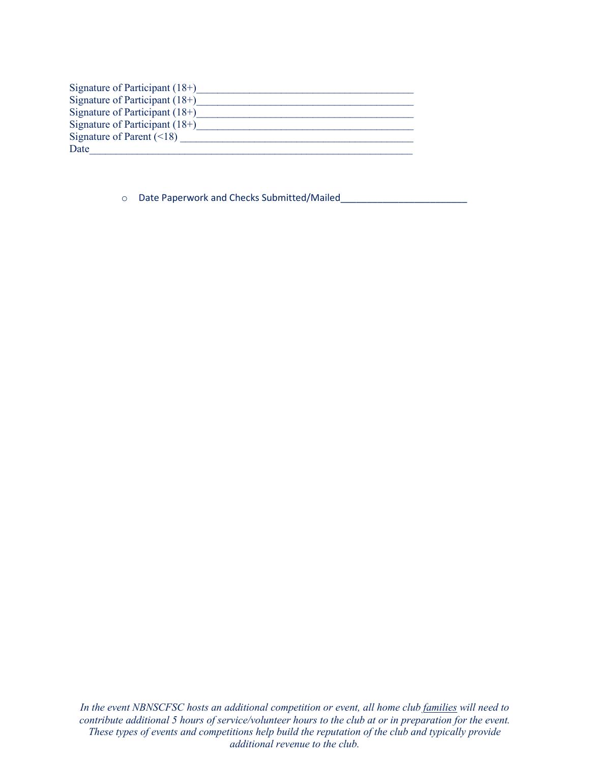Signature of Participant (18+)_________________________________________

Signature of Participant (18+)_________________________________________

Signature of Participant (18+)_________________________________________

Signature of Participant (18+)_________________________________________

Signature of Parent (<18) ____________________________________________

Date_____________________________________________________________

- Date Paperwork and Checks Submitted/Mailed________________________

*In the event NBNSCFSC hosts an additional competition or event, all home club families will need to contribute additional 5 hours of service/volunteer hours to the club at or in preparation for the event. These types of events and competitions help build the reputation of the club and typically provide additional revenue to the club.*